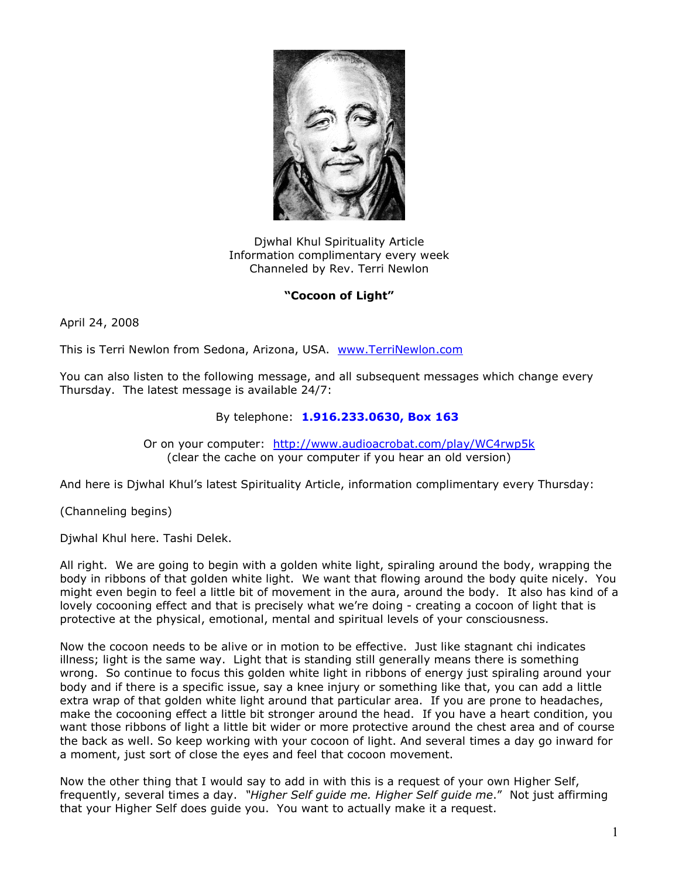Djwhal Khul Spirituality Article
Information complimentary every week
Channeled by Rev. Terri Newlon

**"Cocoon of Light"**

April 24, 2008

This is Terri Newlon from Sedona, Arizona, USA. [www.TerriNewlon.com](http://www.TerriNewlon.com)

You can also listen to the following message, and all subsequent messages which change every Thursday. The latest message is available 24/7:

By telephone: **1.916.233.0630, Box 163**

Or on your computer: [http://www.audioacrobat.com/play/WC4rwp5k](http://www.audioacrobat.com/play/WC4rwp5k)
(clear the cache on your computer if you hear an old version)

And here is Djwhal Khul's latest Spirituality Article, information complimentary every Thursday:

(Channeling begins)

Djwhal Khul here. Tashi Delek.

All right. We are going to begin with a golden white light, spiraling around the body, wrapping the body in ribbons of that golden white light. We want that flowing around the body quite nicely. You might even begin to feel a little bit of movement in the aura, around the body. It also has kind of a lovely cocooning effect and that is precisely what we're doing - creating a cocoon of light that is protective at the physical, emotional, mental and spiritual levels of your consciousness.

Now the cocoon needs to be alive or in motion to be effective. Just like stagnant chi indicates illness; light is the same way. Light that is standing still generally means there is something wrong. So continue to focus this golden white light in ribbons of energy just spiraling around your body and if there is a specific issue, say a knee injury or something like that, you can add a little extra wrap of that golden white light around that particular area. If you are prone to headaches, make the cocooning effect a little bit stronger around the head. If you have a heart condition, you want those ribbons of light a little bit wider or more protective around the chest area and of course the back as well. So keep working with your cocoon of light. And several times a day go inward for a moment, just sort of close the eyes and feel that cocoon movement.

Now the other thing that I would say to add in with this is a request of your own Higher Self, frequently, several times a day. *"Higher Self guide me. Higher Self guide me*." Not just affirming that your Higher Self does guide you. You want to actually make it a request.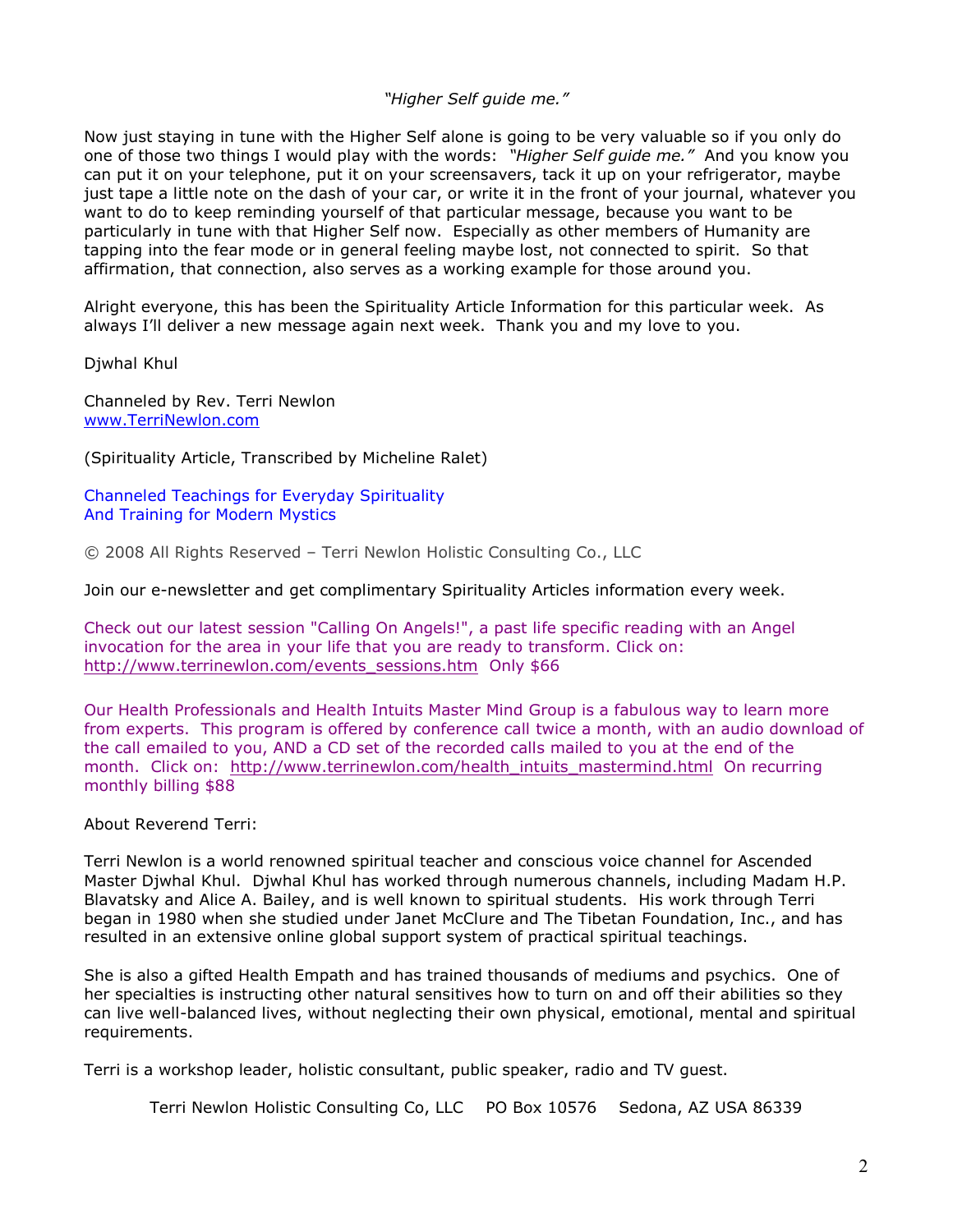*"Higher Self guide me."*

Now just staying in tune with the Higher Self alone is going to be very valuable so if you only do one of those two things I would play with the words: *"Higher Self guide me."* And you know you can put it on your telephone, put it on your screensavers, tack it up on your refrigerator, maybe just tape a little note on the dash of your car, or write it in the front of your journal, whatever you want to do to keep reminding yourself of that particular message, because you want to be particularly in tune with that Higher Self now. Especially as other members of Humanity are tapping into the fear mode or in general feeling maybe lost, not connected to spirit. So that affirmation, that connection, also serves as a working example for those around you.

Alright everyone, this has been the Spirituality Article Information for this particular week. As always I'll deliver a new message again next week. Thank you and my love to you.

Djwhal Khul

Channeled by Rev. Terri Newlon
www.TerriNewlon.com

(Spirituality Article, Transcribed by Micheline Ralet)

Channeled Teachings for Everyday Spirituality
And Training for Modern Mystics

© 2008 All Rights Reserved – Terri Newlon Holistic Consulting Co., LLC

Join our e-newsletter and get complimentary Spirituality Articles information every week.

Check out our latest session "Calling On Angels!", a past life specific reading with an Angel invocation for the area in your life that you are ready to transform. Click on: http://www.terrinewlon.com/events_sessions.htm Only $66

Our Health Professionals and Health Intuits Master Mind Group is a fabulous way to learn more from experts. This program is offered by conference call twice a month, with an audio download of the call emailed to you, AND a CD set of the recorded calls mailed to you at the end of the month. Click on: http://www.terrinewlon.com/health_intuits_mastermind.html On recurring monthly billing $88

About Reverend Terri:

Terri Newlon is a world renowned spiritual teacher and conscious voice channel for Ascended Master Djwhal Khul. Djwhal Khul has worked through numerous channels, including Madam H.P. Blavatsky and Alice A. Bailey, and is well known to spiritual students. His work through Terri began in 1980 when she studied under Janet McClure and The Tibetan Foundation, Inc., and has resulted in an extensive online global support system of practical spiritual teachings.

She is also a gifted Health Empath and has trained thousands of mediums and psychics. One of her specialties is instructing other natural sensitives how to turn on and off their abilities so they can live well-balanced lives, without neglecting their own physical, emotional, mental and spiritual requirements.

Terri is a workshop leader, holistic consultant, public speaker, radio and TV guest.

Terri Newlon Holistic Consulting Co, LLC PO Box 10576 Sedona, AZ USA 86339